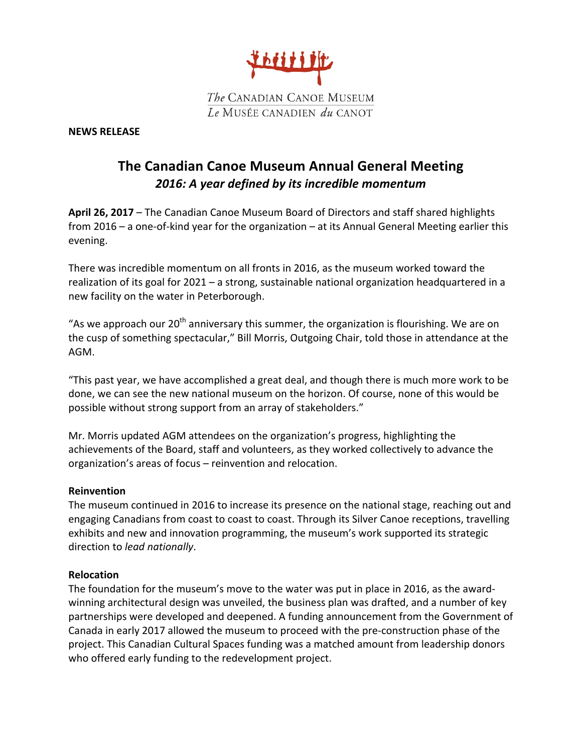The Canadian Canoe Museum
Le Musée canadien du canot

**NEWS RELEASE**

# The Canadian Canoe Museum Annual General Meeting
## *2016: A year defined by its incredible momentum*

**April 26, 2017** – The Canadian Canoe Museum Board of Directors and staff shared highlights from 2016 – a one-of-kind year for the organization – at its Annual General Meeting earlier this evening.

There was incredible momentum on all fronts in 2016, as the museum worked toward the realization of its goal for 2021 – a strong, sustainable national organization headquartered in a new facility on the water in Peterborough.

"As we approach our 20th anniversary this summer, the organization is flourishing. We are on the cusp of something spectacular," Bill Morris, Outgoing Chair, told those in attendance at the AGM.

"This past year, we have accomplished a great deal, and though there is much more work to be done, we can see the new national museum on the horizon. Of course, none of this would be possible without strong support from an array of stakeholders."

Mr. Morris updated AGM attendees on the organization's progress, highlighting the achievements of the Board, staff and volunteers, as they worked collectively to advance the organization's areas of focus – reinvention and relocation.

**Reinvention**
The museum continued in 2016 to increase its presence on the national stage, reaching out and engaging Canadians from coast to coast to coast. Through its Silver Canoe receptions, travelling exhibits and new and innovation programming, the museum's work supported its strategic direction to *lead nationally*.

**Relocation**
The foundation for the museum's move to the water was put in place in 2016, as the award-winning architectural design was unveiled, the business plan was drafted, and a number of key partnerships were developed and deepened. A funding announcement from the Government of Canada in early 2017 allowed the museum to proceed with the pre-construction phase of the project. This Canadian Cultural Spaces funding was a matched amount from leadership donors who offered early funding to the redevelopment project.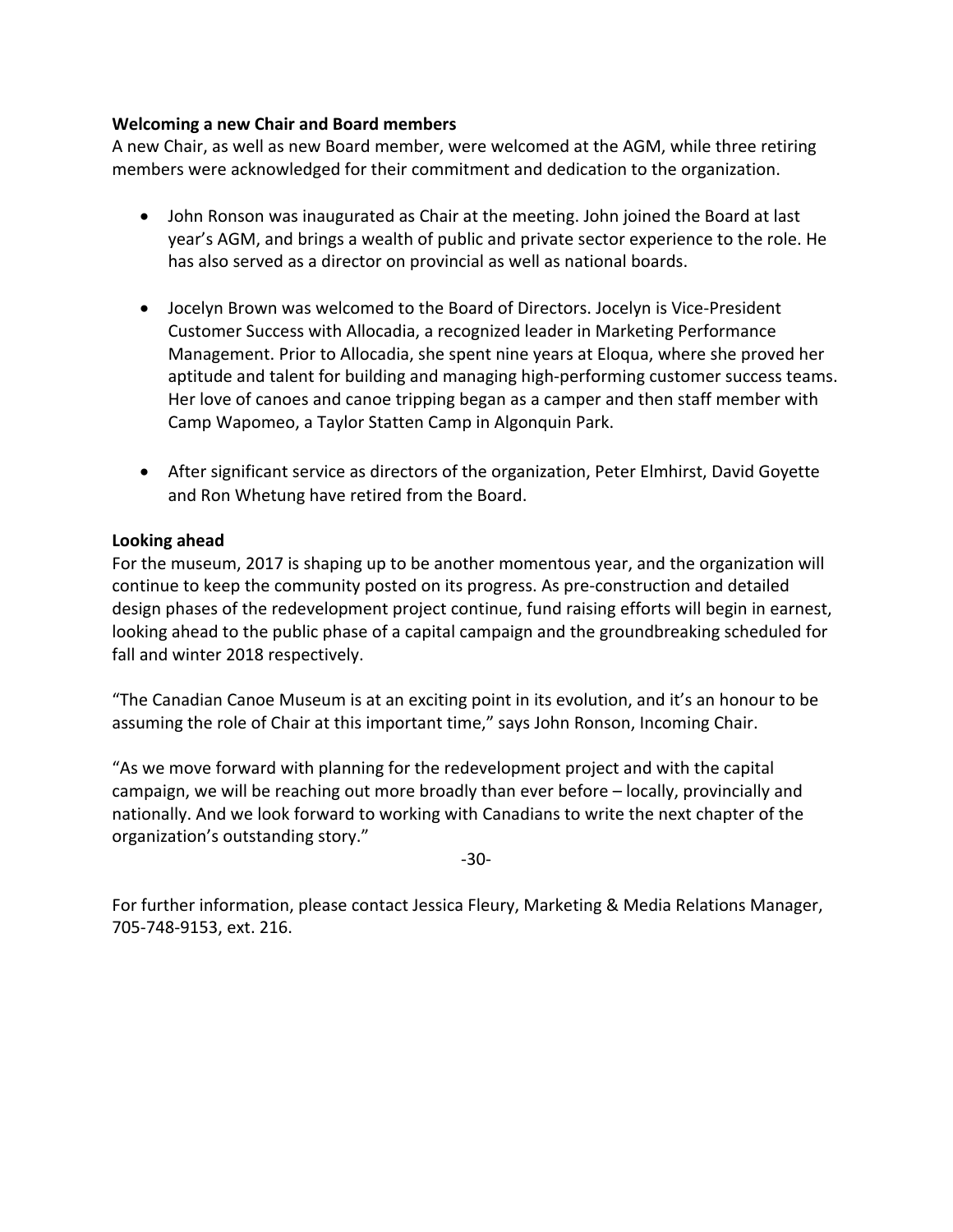**Welcoming a new Chair and Board members**

A new Chair, as well as new Board member, were welcomed at the AGM, while three retiring members were acknowledged for their commitment and dedication to the organization.

- John Ronson was inaugurated as Chair at the meeting. John joined the Board at last year's AGM, and brings a wealth of public and private sector experience to the role. He has also served as a director on provincial as well as national boards.

- Jocelyn Brown was welcomed to the Board of Directors. Jocelyn is Vice-President Customer Success with Allocadia, a recognized leader in Marketing Performance Management. Prior to Allocadia, she spent nine years at Eloqua, where she proved her aptitude and talent for building and managing high-performing customer success teams. Her love of canoes and canoe tripping began as a camper and then staff member with Camp Wapomeo, a Taylor Statten Camp in Algonquin Park.

- After significant service as directors of the organization, Peter Elmhirst, David Goyette and Ron Whetung have retired from the Board.

**Looking ahead**

For the museum, 2017 is shaping up to be another momentous year, and the organization will continue to keep the community posted on its progress. As pre-construction and detailed design phases of the redevelopment project continue, fund raising efforts will begin in earnest, looking ahead to the public phase of a capital campaign and the groundbreaking scheduled for fall and winter 2018 respectively.

"The Canadian Canoe Museum is at an exciting point in its evolution, and it's an honour to be assuming the role of Chair at this important time," says John Ronson, Incoming Chair.

"As we move forward with planning for the redevelopment project and with the capital campaign, we will be reaching out more broadly than ever before – locally, provincially and nationally. And we look forward to working with Canadians to write the next chapter of the organization's outstanding story."

-30-

For further information, please contact Jessica Fleury, Marketing & Media Relations Manager, 705-748-9153, ext. 216.